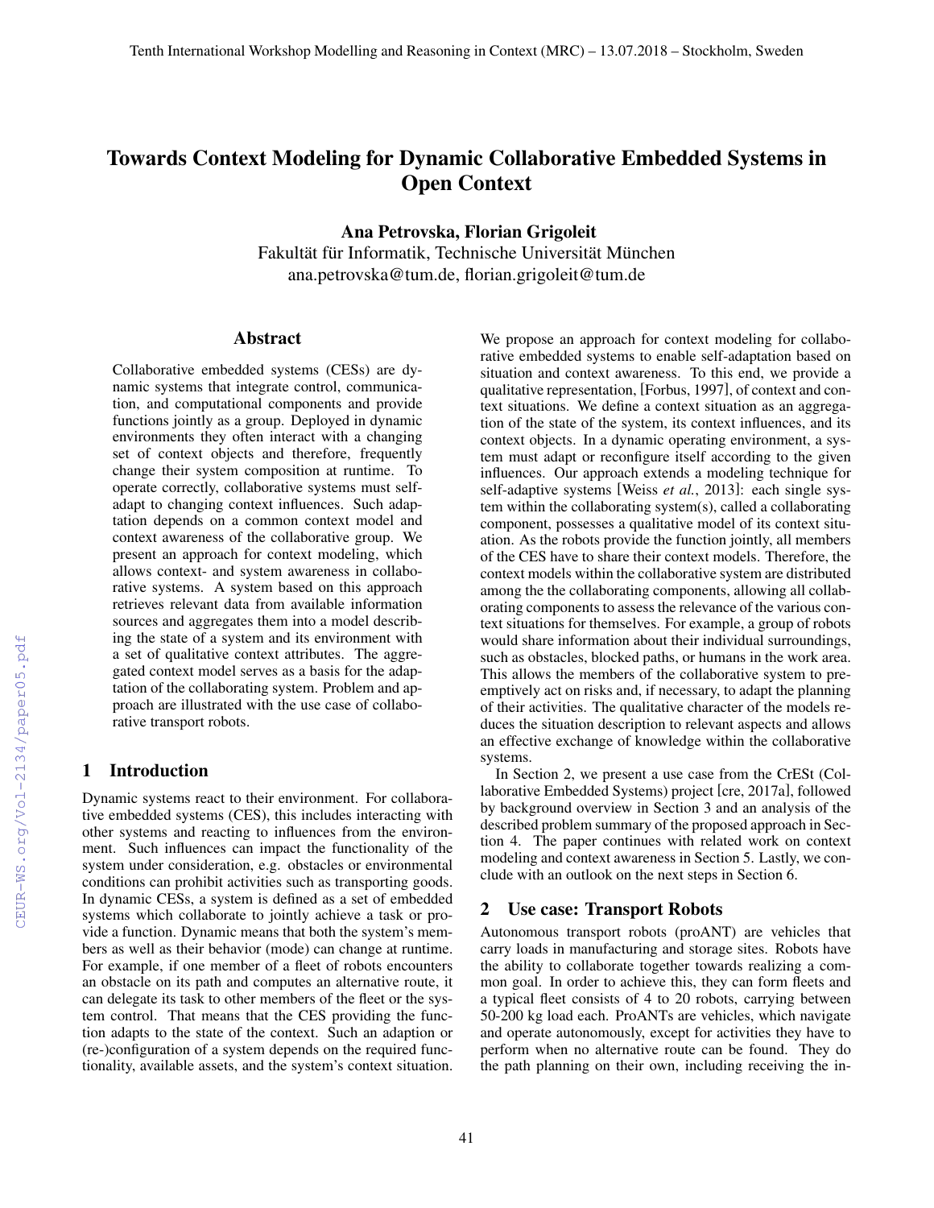# Towards Context Modeling for Dynamic Collaborative Embedded Systems in Open Context

**Ana Petrovska, Florian Grigoleit**
Fakultät für Informatik, Technische Universität München
ana.petrovska@tum.de, florian.grigoleit@tum.de

## Abstract

Collaborative embedded systems (CESs) are dynamic systems that integrate control, communication, and computational components and provide functions jointly as a group. Deployed in dynamic environments they often interact with a changing set of context objects and therefore, frequently change their system composition at runtime. To operate correctly, collaborative systems must self-adapt to changing context influences. Such adaptation depends on a common context model and context awareness of the collaborative group. We present an approach for context modeling, which allows context- and system awareness in collaborative systems. A system based on this approach retrieves relevant data from available information sources and aggregates them into a model describing the state of a system and its environment with a set of qualitative context attributes. The aggregated context model serves as a basis for the adaptation of the collaborating system. Problem and approach are illustrated with the use case of collaborative transport robots.

## 1 Introduction

Dynamic systems react to their environment. For collaborative embedded systems (CES), this includes interacting with other systems and reacting to influences from the environment. Such influences can impact the functionality of the system under consideration, e.g. obstacles or environmental conditions can prohibit activities such as transporting goods. In dynamic CESs, a system is defined as a set of embedded systems which collaborate to jointly achieve a task or provide a function. Dynamic means that both the system's members as well as their behavior (mode) can change at runtime. For example, if one member of a fleet of robots encounters an obstacle on its path and computes an alternative route, it can delegate its task to other members of the fleet or the system control. That means that the CES providing the function adapts to the state of the context. Such an adaption or (re-)configuration of a system depends on the required functionality, available assets, and the system's context situation.

We propose an approach for context modeling for collaborative embedded systems to enable self-adaptation based on situation and context awareness. To this end, we provide a qualitative representation, [Forbus, 1997], of context and context situations. We define a context situation as an aggregation of the state of the system, its context influences, and its context objects. In a dynamic operating environment, a system must adapt or reconfigure itself according to the given influences. Our approach extends a modeling technique for self-adaptive systems [Weiss *et al.*, 2013]: each single system within the collaborating system(s), called a collaborating component, possesses a qualitative model of its context situation. As the robots provide the function jointly, all members of the CES have to share their context models. Therefore, the context models within the collaborative system are distributed among the the collaborating components, allowing all collaborating components to assess the relevance of the various context situations for themselves. For example, a group of robots would share information about their individual surroundings, such as obstacles, blocked paths, or humans in the work area. This allows the members of the collaborative system to preemptively act on risks and, if necessary, to adapt the planning of their activities. The qualitative character of the models reduces the situation description to relevant aspects and allows an effective exchange of knowledge within the collaborative systems.

In Section 2, we present a use case from the CrESt (Collaborative Embedded Systems) project [cre, 2017a], followed by background overview in Section 3 and an analysis of the described problem summary of the proposed approach in Section 4. The paper continues with related work on context modeling and context awareness in Section 5. Lastly, we conclude with an outlook on the next steps in Section 6.

## 2 Use case: Transport Robots

Autonomous transport robots (proANT) are vehicles that carry loads in manufacturing and storage sites. Robots have the ability to collaborate together towards realizing a common goal. In order to achieve this, they can form fleets and a typical fleet consists of 4 to 20 robots, carrying between 50-200 kg load each. ProANTs are vehicles, which navigate and operate autonomously, except for activities they have to perform when no alternative route can be found. They do the path planning on their own, including receiving the in-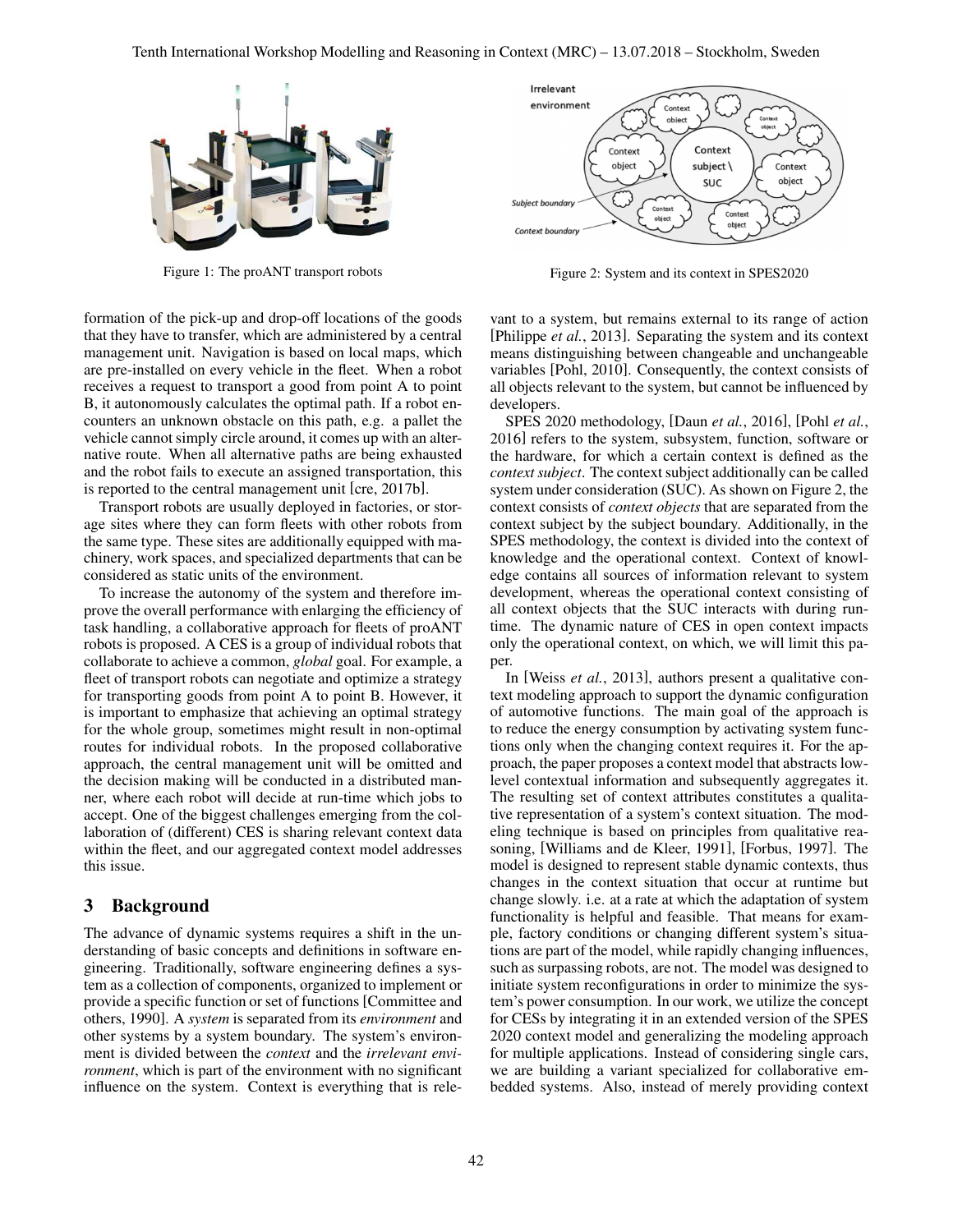Figure 1: The proANT transport robots

Figure 2: System and its context in SPES2020

formation of the pick-up and drop-off locations of the goods that they have to transfer, which are administered by a central management unit. Navigation is based on local maps, which are pre-installed on every vehicle in the fleet. When a robot receives a request to transport a good from point A to point B, it autonomously calculates the optimal path. If a robot encounters an unknown obstacle on this path, e.g. a pallet the vehicle cannot simply circle around, it comes up with an alternative route. When all alternative paths are being exhausted and the robot fails to execute an assigned transportation, this is reported to the central management unit [cre, 2017b].

Transport robots are usually deployed in factories, or storage sites where they can form fleets with other robots from the same type. These sites are additionally equipped with machinery, work spaces, and specialized departments that can be considered as static units of the environment.

To increase the autonomy of the system and therefore improve the overall performance with enlarging the efficiency of task handling, a collaborative approach for fleets of proANT robots is proposed. A CES is a group of individual robots that collaborate to achieve a common, *global* goal. For example, a fleet of transport robots can negotiate and optimize a strategy for transporting goods from point A to point B. However, it is important to emphasize that achieving an optimal strategy for the whole group, sometimes might result in non-optimal routes for individual robots. In the proposed collaborative approach, the central management unit will be omitted and the decision making will be conducted in a distributed manner, where each robot will decide at run-time which jobs to accept. One of the biggest challenges emerging from the collaboration of (different) CES is sharing relevant context data within the fleet, and our aggregated context model addresses this issue.

## 3 Background

The advance of dynamic systems requires a shift in the understanding of basic concepts and definitions in software engineering. Traditionally, software engineering defines a system as a collection of components, organized to implement or provide a specific function or set of functions [Committee and others, 1990]. A *system* is separated from its *environment* and other systems by a system boundary. The system's environment is divided between the *context* and the *irrelevant environment*, which is part of the environment with no significant influence on the system. Context is everything that is relevant to a system, but remains external to its range of action [Philippe *et al.*, 2013]. Separating the system and its context means distinguishing between changeable and unchangeable variables [Pohl, 2010]. Consequently, the context consists of all objects relevant to the system, but cannot be influenced by developers.

SPES 2020 methodology, [Daun *et al.*, 2016], [Pohl *et al.*, 2016] refers to the system, subsystem, function, software or the hardware, for which a certain context is defined as the *context subject*. The context subject additionally can be called system under consideration (SUC). As shown on Figure 2, the context consists of *context objects* that are separated from the context subject by the subject boundary. Additionally, in the SPES methodology, the context is divided into the context of knowledge and the operational context. Context of knowledge contains all sources of information relevant to system development, whereas the operational context consisting of all context objects that the SUC interacts with during runtime. The dynamic nature of CES in open context impacts only the operational context, on which, we will limit this paper.

In [Weiss *et al.*, 2013], authors present a qualitative context modeling approach to support the dynamic configuration of automotive functions. The main goal of the approach is to reduce the energy consumption by activating system functions only when the changing context requires it. For the approach, the paper proposes a context model that abstracts low-level contextual information and subsequently aggregates it. The resulting set of context attributes constitutes a qualitative representation of a system's context situation. The modeling technique is based on principles from qualitative reasoning, [Williams and de Kleer, 1991], [Forbus, 1997]. The model is designed to represent stable dynamic contexts, thus changes in the context situation that occur at runtime but change slowly. i.e. at a rate at which the adaptation of system functionality is helpful and feasible. That means for example, factory conditions or changing different system's situations are part of the model, while rapidly changing influences, such as surpassing robots, are not. The model was designed to initiate system reconfigurations in order to minimize the system's power consumption. In our work, we utilize the concept for CESs by integrating it in an extended version of the SPES 2020 context model and generalizing the modeling approach for multiple applications. Instead of considering single cars, we are building a variant specialized for collaborative embedded systems. Also, instead of merely providing context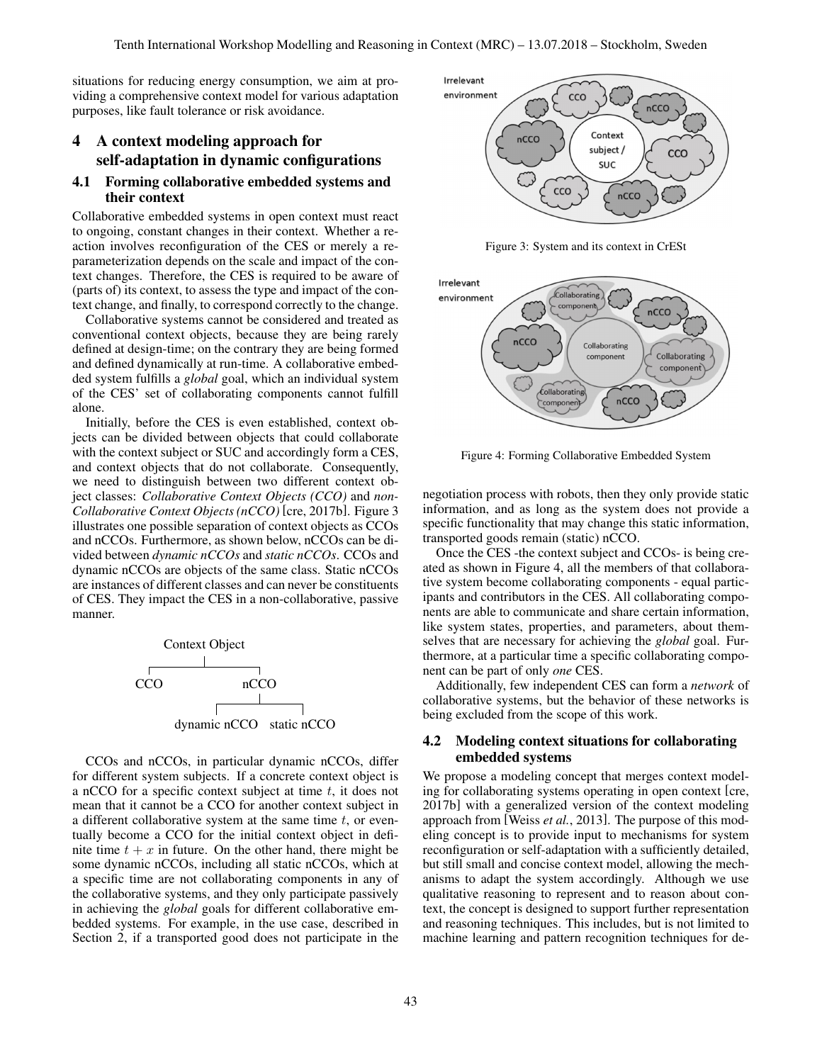situations for reducing energy consumption, we aim at providing a comprehensive context model for various adaptation purposes, like fault tolerance or risk avoidance.

## 4 A context modeling approach for self-adaptation in dynamic configurations

### 4.1 Forming collaborative embedded systems and their context

Collaborative embedded systems in open context must react to ongoing, constant changes in their context. Whether a reaction involves reconfiguration of the CES or merely a reparameterization depends on the scale and impact of the context changes. Therefore, the CES is required to be aware of (parts of) its context, to assess the type and impact of the context change, and finally, to correspond correctly to the change.

Collaborative systems cannot be considered and treated as conventional context objects, because they are being rarely defined at design-time; on the contrary they are being formed and defined dynamically at run-time. A collaborative embedded system fulfills a *global* goal, which an individual system of the CES' set of collaborating components cannot fulfill alone.

Initially, before the CES is even established, context objects can be divided between objects that could collaborate with the context subject or SUC and accordingly form a CES, and context objects that do not collaborate. Consequently, we need to distinguish between two different context object classes: *Collaborative Context Objects (CCO)* and *non-Collaborative Context Objects (nCCO)* [cre, 2017b]. Figure 3 illustrates one possible separation of context objects as CCOs and nCCOs. Furthermore, as shown below, nCCOs can be divided between *dynamic nCCOs* and *static nCCOs*. CCOs and dynamic nCCOs are objects of the same class. Static nCCOs are instances of different classes and can never be constituents of CES. They impact the CES in a non-collaborative, passive manner.

```
            Context Object
         ┌────────┴────────┐
        CCO               nCCO
                    ┌───────┴───────┐
              dynamic nCCO     static nCCO
```

CCOs and nCCOs, in particular dynamic nCCOs, differ for different system subjects. If a concrete context object is a nCCO for a specific context subject at time $t$, it does not mean that it cannot be a CCO for another context subject in a different collaborative system at the same time $t$, or eventually become a CCO for the initial context object in definite time $t + x$ in future. On the other hand, there might be some dynamic nCCOs, including all static nCCOs, which at a specific time are not collaborating components in any of the collaborative systems, and they only participate passively in achieving the *global* goals for different collaborative embedded systems. For example, in the use case, described in Section 2, if a transported good does not participate in the negotiation process with robots, then they only provide static information, and as long as the system does not provide a specific functionality that may change this static information, transported goods remain (static) nCCO.

Figure 3: System and its context in CrESt

Figure 4: Forming Collaborative Embedded System

Once the CES -the context subject and CCOs- is being created as shown in Figure 4, all the members of that collaborative system become collaborating components - equal participants and contributors in the CES. All collaborating components are able to communicate and share certain information, like system states, properties, and parameters, about themselves that are necessary for achieving the *global* goal. Furthermore, at a particular time a specific collaborating component can be part of only *one* CES.

Additionally, few independent CES can form a *network* of collaborative systems, but the behavior of these networks is being excluded from the scope of this work.

### 4.2 Modeling context situations for collaborating embedded systems

We propose a modeling concept that merges context modeling for collaborating systems operating in open context [cre, 2017b] with a generalized version of the context modeling approach from [Weiss *et al.*, 2013]. The purpose of this modeling concept is to provide input to mechanisms for system reconfiguration or self-adaptation with a sufficiently detailed, but still small and concise context model, allowing the mechanisms to adapt the system accordingly. Although we use qualitative reasoning to represent and to reason about context, the concept is designed to support further representation and reasoning techniques. This includes, but is not limited to machine learning and pattern recognition techniques for de-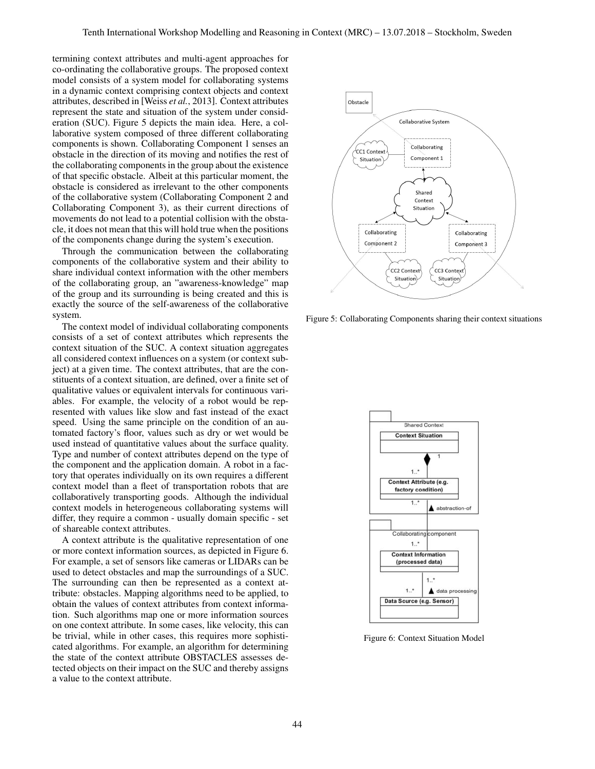termining context attributes and multi-agent approaches for co-ordinating the collaborative groups. The proposed context model consists of a system model for collaborating systems in a dynamic context comprising context objects and context attributes, described in [Weiss *et al.*, 2013]. Context attributes represent the state and situation of the system under consideration (SUC). Figure 5 depicts the main idea. Here, a collaborative system composed of three different collaborating components is shown. Collaborating Component 1 senses an obstacle in the direction of its moving and notifies the rest of the collaborating components in the group about the existence of that specific obstacle. Albeit at this particular moment, the obstacle is considered as irrelevant to the other components of the collaborative system (Collaborating Component 2 and Collaborating Component 3), as their current directions of movements do not lead to a potential collision with the obstacle, it does not mean that this will hold true when the positions of the components change during the system's execution.

Through the communication between the collaborating components of the collaborative system and their ability to share individual context information with the other members of the collaborating group, an "awareness-knowledge" map of the group and its surrounding is being created and this is exactly the source of the self-awareness of the collaborative system.

The context model of individual collaborating components consists of a set of context attributes which represents the context situation of the SUC. A context situation aggregates all considered context influences on a system (or context subject) at a given time. The context attributes, that are the constituents of a context situation, are defined, over a finite set of qualitative values or equivalent intervals for continuous variables. For example, the velocity of a robot would be represented with values like slow and fast instead of the exact speed. Using the same principle on the condition of an automated factory's floor, values such as dry or wet would be used instead of quantitative values about the surface quality. Type and number of context attributes depend on the type of the component and the application domain. A robot in a factory that operates individually on its own requires a different context model than a fleet of transportation robots that are collaboratively transporting goods. Although the individual context models in heterogeneous collaborating systems will differ, they require a common - usually domain specific - set of shareable context attributes.

A context attribute is the qualitative representation of one or more context information sources, as depicted in Figure 6. For example, a set of sensors like cameras or LIDARs can be used to detect obstacles and map the surroundings of a SUC. The surrounding can then be represented as a context attribute: obstacles. Mapping algorithms need to be applied, to obtain the values of context attributes from context information. Such algorithms map one or more information sources on one context attribute. In some cases, like velocity, this can be trivial, while in other cases, this requires more sophisticated algorithms. For example, an algorithm for determining the state of the context attribute OBSTACLES assesses detected objects on their impact on the SUC and thereby assigns a value to the context attribute.

Figure 5: Collaborating Components sharing their context situations

Figure 6: Context Situation Model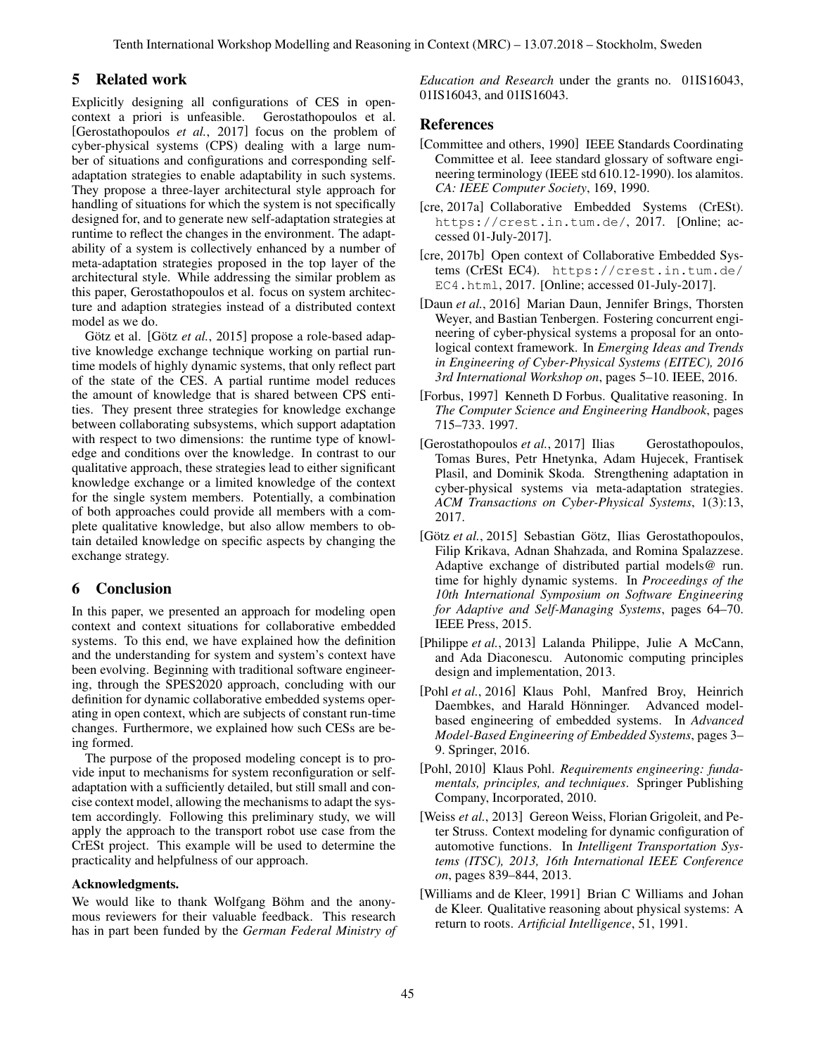## 5 Related work

Explicitly designing all configurations of CES in open-context a priori is unfeasible. Gerostathopoulos et al. [Gerostathopoulos *et al.*, 2017] focus on the problem of cyber-physical systems (CPS) dealing with a large number of situations and configurations and corresponding self-adaptation strategies to enable adaptability in such systems. They propose a three-layer architectural style approach for handling of situations for which the system is not specifically designed for, and to generate new self-adaptation strategies at runtime to reflect the changes in the environment. The adaptability of a system is collectively enhanced by a number of meta-adaptation strategies proposed in the top layer of the architectural style. While addressing the similar problem as this paper, Gerostathopoulos et al. focus on system architecture and adaption strategies instead of a distributed context model as we do.

Götz et al. [Götz *et al.*, 2015] propose a role-based adaptive knowledge exchange technique working on partial runtime models of highly dynamic systems, that only reflect part of the state of the CES. A partial runtime model reduces the amount of knowledge that is shared between CPS entities. They present three strategies for knowledge exchange between collaborating subsystems, which support adaptation with respect to two dimensions: the runtime type of knowledge and conditions over the knowledge. In contrast to our qualitative approach, these strategies lead to either significant knowledge exchange or a limited knowledge of the context for the single system members. Potentially, a combination of both approaches could provide all members with a complete qualitative knowledge, but also allow members to obtain detailed knowledge on specific aspects by changing the exchange strategy.

## 6 Conclusion

In this paper, we presented an approach for modeling open context and context situations for collaborative embedded systems. To this end, we have explained how the definition and the understanding for system and system's context have been evolving. Beginning with traditional software engineering, through the SPES2020 approach, concluding with our definition for dynamic collaborative embedded systems operating in open context, which are subjects of constant run-time changes. Furthermore, we explained how such CESs are being formed.

The purpose of the proposed modeling concept is to provide input to mechanisms for system reconfiguration or self-adaptation with a sufficiently detailed, but still small and concise context model, allowing the mechanisms to adapt the system accordingly. Following this preliminary study, we will apply the approach to the transport robot use case from the CrESt project. This example will be used to determine the practicality and helpfulness of our approach.

#### Acknowledgments.

We would like to thank Wolfgang Böhm and the anonymous reviewers for their valuable feedback. This research has in part been funded by the *German Federal Ministry of Education and Research* under the grants no. 01IS16043, 01IS16043, and 01IS16043.

## References

[Committee and others, 1990] IEEE Standards Coordinating Committee et al. Ieee standard glossary of software engineering terminology (IEEE std 610.12-1990). los alamitos. *CA: IEEE Computer Society*, 169, 1990.

[cre, 2017a] Collaborative Embedded Systems (CrESt). https://crest.in.tum.de/, 2017. [Online; accessed 01-July-2017].

[cre, 2017b] Open context of Collaborative Embedded Systems (CrESt EC4). https://crest.in.tum.de/EC4.html, 2017. [Online; accessed 01-July-2017].

[Daun *et al.*, 2016] Marian Daun, Jennifer Brings, Thorsten Weyer, and Bastian Tenbergen. Fostering concurrent engineering of cyber-physical systems a proposal for an ontological context framework. In *Emerging Ideas and Trends in Engineering of Cyber-Physical Systems (EITEC), 2016 3rd International Workshop on*, pages 5–10. IEEE, 2016.

[Forbus, 1997] Kenneth D Forbus. Qualitative reasoning. In *The Computer Science and Engineering Handbook*, pages 715–733. 1997.

[Gerostathopoulos *et al.*, 2017] Ilias Gerostathopoulos, Tomas Bures, Petr Hnetynka, Adam Hujecek, Frantisek Plasil, and Dominik Skoda. Strengthening adaptation in cyber-physical systems via meta-adaptation strategies. *ACM Transactions on Cyber-Physical Systems*, 1(3):13, 2017.

[Götz *et al.*, 2015] Sebastian Götz, Ilias Gerostathopoulos, Filip Krikava, Adnan Shahzada, and Romina Spalazzese. Adaptive exchange of distributed partial models@ run. time for highly dynamic systems. In *Proceedings of the 10th International Symposium on Software Engineering for Adaptive and Self-Managing Systems*, pages 64–70. IEEE Press, 2015.

[Philippe *et al.*, 2013] Lalanda Philippe, Julie A McCann, and Ada Diaconescu. Autonomic computing principles design and implementation, 2013.

[Pohl *et al.*, 2016] Klaus Pohl, Manfred Broy, Heinrich Daembkes, and Harald Hönninger. Advanced model-based engineering of embedded systems. In *Advanced Model-Based Engineering of Embedded Systems*, pages 3–9. Springer, 2016.

[Pohl, 2010] Klaus Pohl. *Requirements engineering: fundamentals, principles, and techniques*. Springer Publishing Company, Incorporated, 2010.

[Weiss *et al.*, 2013] Gereon Weiss, Florian Grigoleit, and Peter Struss. Context modeling for dynamic configuration of automotive functions. In *Intelligent Transportation Systems (ITSC), 2013, 16th International IEEE Conference on*, pages 839–844, 2013.

[Williams and de Kleer, 1991] Brian C Williams and Johan de Kleer. Qualitative reasoning about physical systems: A return to roots. *Artificial Intelligence*, 51, 1991.